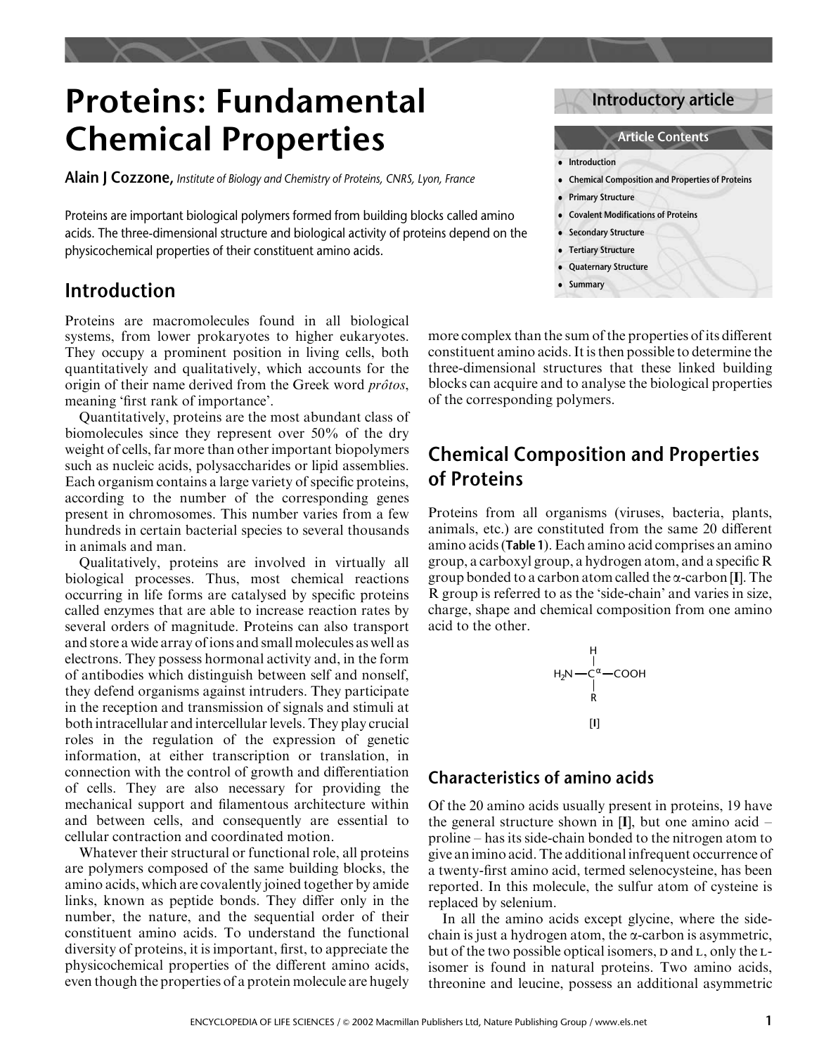# Proteins: Fundamental Chemical Properties

**Alain J Cozzone,** *Institute of Biology and Chemistry of Proteins, CNRS, Lyon, France*

Proteins are important biological polymers formed from building blocks called amino acids. The three-dimensional structure and biological activity of proteins depend on the physicochemical properties of their constituent amino acids.

**Introductory article**

**Article Contents**

- Introduction
- Chemical Composition and Properties of Proteins
- Primary Structure
- Covalent Modifications of Proteins
- Secondary Structure
- Tertiary Structure
- Quaternary Structure
- Summary

## Introduction

Proteins are macromolecules found in all biological systems, from lower prokaryotes to higher eukaryotes. They occupy a prominent position in living cells, both quantitatively and qualitatively, which accounts for the origin of their name derived from the Greek word *prôtos*, meaning 'first rank of importance'.

Quantitatively, proteins are the most abundant class of biomolecules since they represent over 50% of the dry weight of cells, far more than other important biopolymers such as nucleic acids, polysaccharides or lipid assemblies. Each organism contains a large variety of specific proteins, according to the number of the corresponding genes present in chromosomes. This number varies from a few hundreds in certain bacterial species to several thousands in animals and man.

Qualitatively, proteins are involved in virtually all biological processes. Thus, most chemical reactions occurring in life forms are catalysed by specific proteins called enzymes that are able to increase reaction rates by several orders of magnitude. Proteins can also transport and store a wide array of ions and small molecules as well as electrons. They possess hormonal activity and, in the form of antibodies which distinguish between self and nonself, they defend organisms against intruders. They participate in the reception and transmission of signals and stimuli at both intracellular and intercellular levels. They play crucial roles in the regulation of the expression of genetic information, at either transcription or translation, in connection with the control of growth and differentiation of cells. They are also necessary for providing the mechanical support and filamentous architecture within and between cells, and consequently are essential to cellular contraction and coordinated motion.

Whatever their structural or functional role, all proteins are polymers composed of the same building blocks, the amino acids, which are covalently joined together by amide links, known as peptide bonds. They differ only in the number, the nature, and the sequential order of their constituent amino acids. To understand the functional diversity of proteins, it is important, first, to appreciate the physicochemical properties of the different amino acids, even though the properties of a protein molecule are hugely more complex than the sum of the properties of its different constituent amino acids. It is then possible to determine the three-dimensional structures that these linked building blocks can acquire and to analyse the biological properties of the corresponding polymers.

## Chemical Composition and Properties of Proteins

Proteins from all organisms (viruses, bacteria, plants, animals, etc.) are constituted from the same 20 different amino acids (**Table 1**). Each amino acid comprises an amino group, a carboxyl group, a hydrogen atom, and a specific R group bonded to a carbon atom called the α-carbon [**I**]. The R group is referred to as the 'side-chain' and varies in size, charge, shape and chemical composition from one amino acid to the other.

$$H_2N-\overset{\displaystyle H}{\underset{\displaystyle R}{|\atop C^{\alpha}\atop |}}-COOH$$

[**I**]

### Characteristics of amino acids

Of the 20 amino acids usually present in proteins, 19 have the general structure shown in [**I**], but one amino acid – proline – has its side-chain bonded to the nitrogen atom to give an imino acid. The additional infrequent occurrence of a twenty-first amino acid, termed selenocysteine, has been reported. In this molecule, the sulfur atom of cysteine is replaced by selenium.

In all the amino acids except glycine, where the side-chain is just a hydrogen atom, the α-carbon is asymmetric, but of the two possible optical isomers, D and L, only the L-isomer is found in natural proteins. Two amino acids, threonine and leucine, possess an additional asymmetric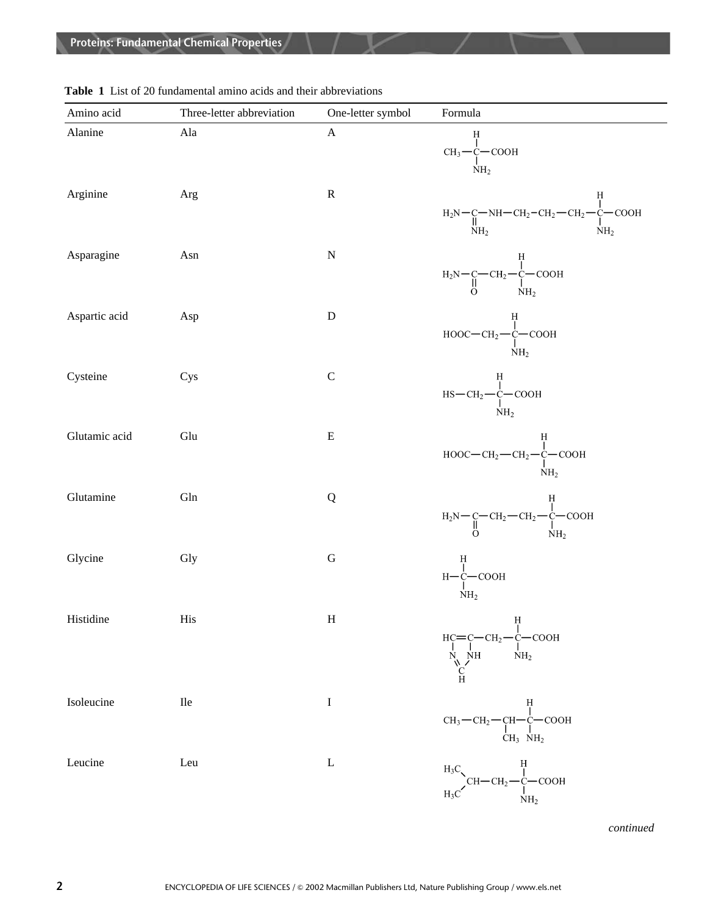**Table 1** List of 20 fundamental amino acids and their abbreviations

| Amino acid | Three-letter abbreviation | One-letter symbol | Formula |
|---|---|---|---|
| Alanine | Ala | A | $CH_3-CH(NH_2)-COOH$ |
| Arginine | Arg | R | $H_2N-C(=NH_2)-NH-CH_2-CH_2-CH_2-CH(NH_2)-COOH$ |
| Asparagine | Asn | N | $H_2N-C(=O)-CH_2-CH(NH_2)-COOH$ |
| Aspartic acid | Asp | D | $HOOC-CH_2-CH(NH_2)-COOH$ |
| Cysteine | Cys | C | $HS-CH_2-CH(NH_2)-COOH$ |
| Glutamic acid | Glu | E | $HOOC-CH_2-CH_2-CH(NH_2)-COOH$ |
| Glutamine | Gln | Q | $H_2N-C(=O)-CH_2-CH_2-CH(NH_2)-COOH$ |
| Glycine | Gly | G | $H-CH(NH_2)-COOH$ |
| Histidine | His | H | $HC{=}C(-N{=}CH-NH-)-CH_2-CH(NH_2)-COOH$ (imidazole ring: HC=C, N, NH, CH) |
| Isoleucine | Ile | I | $CH_3-CH_2-CH(CH_3)-CH(NH_2)-COOH$ |
| Leucine | Leu | L | $(H_3C)_2CH-CH_2-CH(NH_2)-COOH$ |

*continued*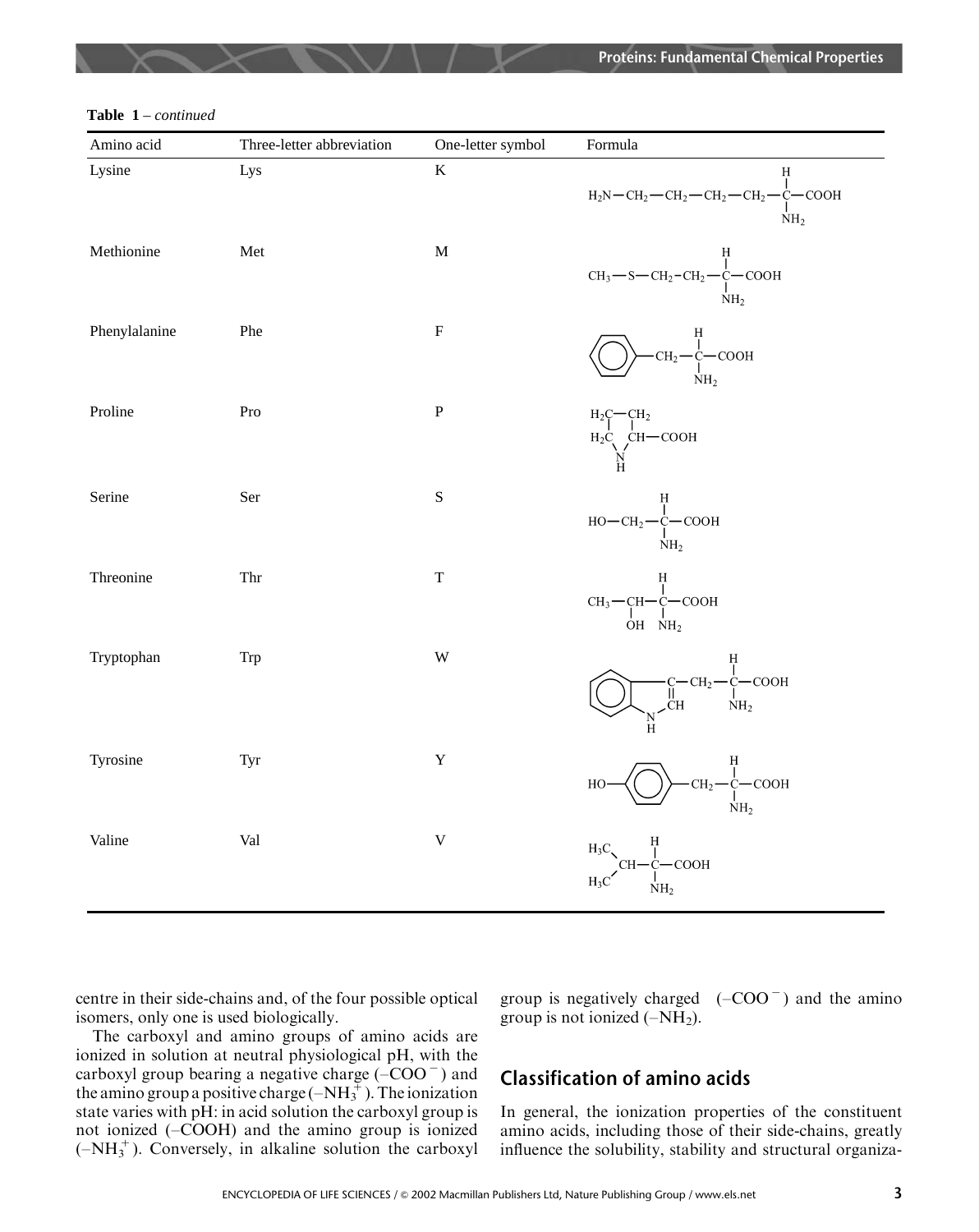**Table 1** – *continued*

| Amino acid | Three-letter abbreviation | One-letter symbol | Formula |
|---|---|---|---|
| Lysine | Lys | K | $H_2N-CH_2-CH_2-CH_2-CH_2-CH(NH_2)-COOH$ |
| Methionine | Met | M | $CH_3-S-CH_2-CH_2-CH(NH_2)-COOH$ |
| Phenylalanine | Phe | F | $C_6H_5-CH_2-CH(NH_2)-COOH$ |
| Proline | Pro | P | $H_2C-CH_2$, $H_2C$, $CH-COOH$, $N-H$ (pyrrolidine ring) |
| Serine | Ser | S | $HO-CH_2-CH(NH_2)-COOH$ |
| Threonine | Thr | T | $CH_3-CH(OH)-CH(NH_2)-COOH$ |
| Tryptophan | Trp | W | Indole ring $-C(=CH-NH)-CH_2-CH(NH_2)-COOH$ |
| Tyrosine | Tyr | Y | $HO-C_6H_4-CH_2-CH(NH_2)-COOH$ |
| Valine | Val | V | $(H_3C)_2CH-CH(NH_2)-COOH$ |

centre in their side-chains and, of the four possible optical isomers, only one is used biologically.

The carboxyl and amino groups of amino acids are ionized in solution at neutral physiological pH, with the carboxyl group bearing a negative charge ($-COO^-$) and the amino group a positive charge ($-NH_3^+$). The ionization state varies with pH: in acid solution the carboxyl group is not ionized ($-COOH$) and the amino group is ionized ($-NH_3^+$). Conversely, in alkaline solution the carboxyl group is negatively charged ($-COO^-$) and the amino group is not ionized ($-NH_2$).

## Classification of amino acids

In general, the ionization properties of the constituent amino acids, including those of their side-chains, greatly influence the solubility, stability and structural organiza-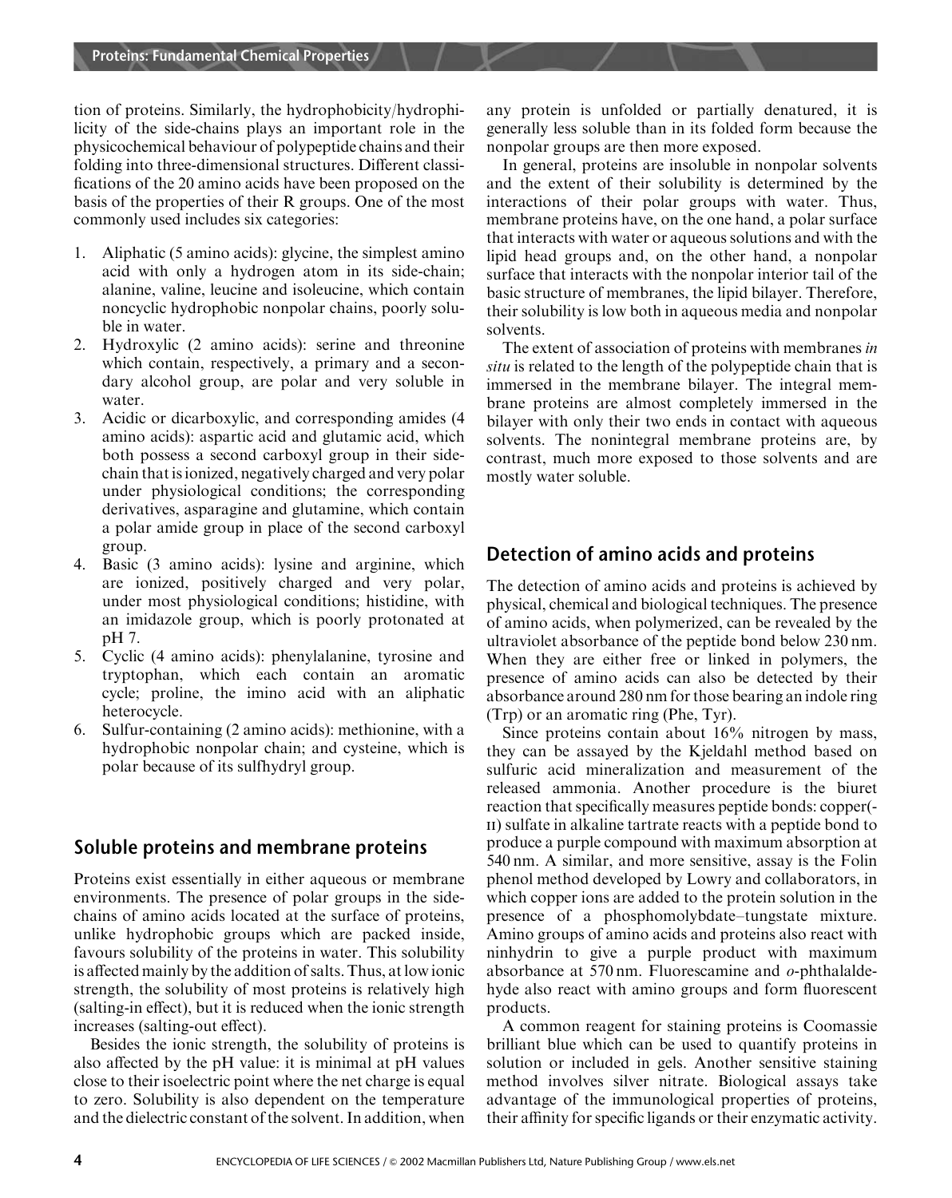tion of proteins. Similarly, the hydrophobicity/hydrophilicity of the side-chains plays an important role in the physicochemical behaviour of polypeptide chains and their folding into three-dimensional structures. Different classifications of the 20 amino acids have been proposed on the basis of the properties of their R groups. One of the most commonly used includes six categories:

1. Aliphatic (5 amino acids): glycine, the simplest amino acid with only a hydrogen atom in its side-chain; alanine, valine, leucine and isoleucine, which contain noncyclic hydrophobic nonpolar chains, poorly soluble in water.
2. Hydroxylic (2 amino acids): serine and threonine which contain, respectively, a primary and a secondary alcohol group, are polar and very soluble in water.
3. Acidic or dicarboxylic, and corresponding amides (4 amino acids): aspartic acid and glutamic acid, which both possess a second carboxyl group in their side-chain that is ionized, negatively charged and very polar under physiological conditions; the corresponding derivatives, asparagine and glutamine, which contain a polar amide group in place of the second carboxyl group.
4. Basic (3 amino acids): lysine and arginine, which are ionized, positively charged and very polar, under most physiological conditions; histidine, with an imidazole group, which is poorly protonated at pH 7.
5. Cyclic (4 amino acids): phenylalanine, tyrosine and tryptophan, which each contain an aromatic cycle; proline, the imino acid with an aliphatic heterocycle.
6. Sulfur-containing (2 amino acids): methionine, with a hydrophobic nonpolar chain; and cysteine, which is polar because of its sulfhydryl group.

## Soluble proteins and membrane proteins

Proteins exist essentially in either aqueous or membrane environments. The presence of polar groups in the side-chains of amino acids located at the surface of proteins, unlike hydrophobic groups which are packed inside, favours solubility of the proteins in water. This solubility is affected mainly by the addition of salts. Thus, at low ionic strength, the solubility of most proteins is relatively high (salting-in effect), but it is reduced when the ionic strength increases (salting-out effect).

Besides the ionic strength, the solubility of proteins is also affected by the pH value: it is minimal at pH values close to their isoelectric point where the net charge is equal to zero. Solubility is also dependent on the temperature and the dielectric constant of the solvent. In addition, when any protein is unfolded or partially denatured, it is generally less soluble than in its folded form because the nonpolar groups are then more exposed.

In general, proteins are insoluble in nonpolar solvents and the extent of their solubility is determined by the interactions of their polar groups with water. Thus, membrane proteins have, on the one hand, a polar surface that interacts with water or aqueous solutions and with the lipid head groups and, on the other hand, a nonpolar surface that interacts with the nonpolar interior tail of the basic structure of membranes, the lipid bilayer. Therefore, their solubility is low both in aqueous media and nonpolar solvents.

The extent of association of proteins with membranes *in situ* is related to the length of the polypeptide chain that is immersed in the membrane bilayer. The integral membrane proteins are almost completely immersed in the bilayer with only their two ends in contact with aqueous solvents. The nonintegral membrane proteins are, by contrast, much more exposed to those solvents and are mostly water soluble.

## Detection of amino acids and proteins

The detection of amino acids and proteins is achieved by physical, chemical and biological techniques. The presence of amino acids, when polymerized, can be revealed by the ultraviolet absorbance of the peptide bond below 230 nm. When they are either free or linked in polymers, the presence of amino acids can also be detected by their absorbance around 280 nm for those bearing an indole ring (Trp) or an aromatic ring (Phe, Tyr).

Since proteins contain about 16% nitrogen by mass, they can be assayed by the Kjeldahl method based on sulfuric acid mineralization and measurement of the released ammonia. Another procedure is the biuret reaction that specifically measures peptide bonds: copper(II) sulfate in alkaline tartrate reacts with a peptide bond to produce a purple compound with maximum absorption at 540 nm. A similar, and more sensitive, assay is the Folin phenol method developed by Lowry and collaborators, in which copper ions are added to the protein solution in the presence of a phosphomolybdate–tungstate mixture. Amino groups of amino acids and proteins also react with ninhydrin to give a purple product with maximum absorbance at 570 nm. Fluorescamine and *o*-phthalaldehyde also react with amino groups and form fluorescent products.

A common reagent for staining proteins is Coomassie brilliant blue which can be used to quantify proteins in solution or included in gels. Another sensitive staining method involves silver nitrate. Biological assays take advantage of the immunological properties of proteins, their affinity for specific ligands or their enzymatic activity.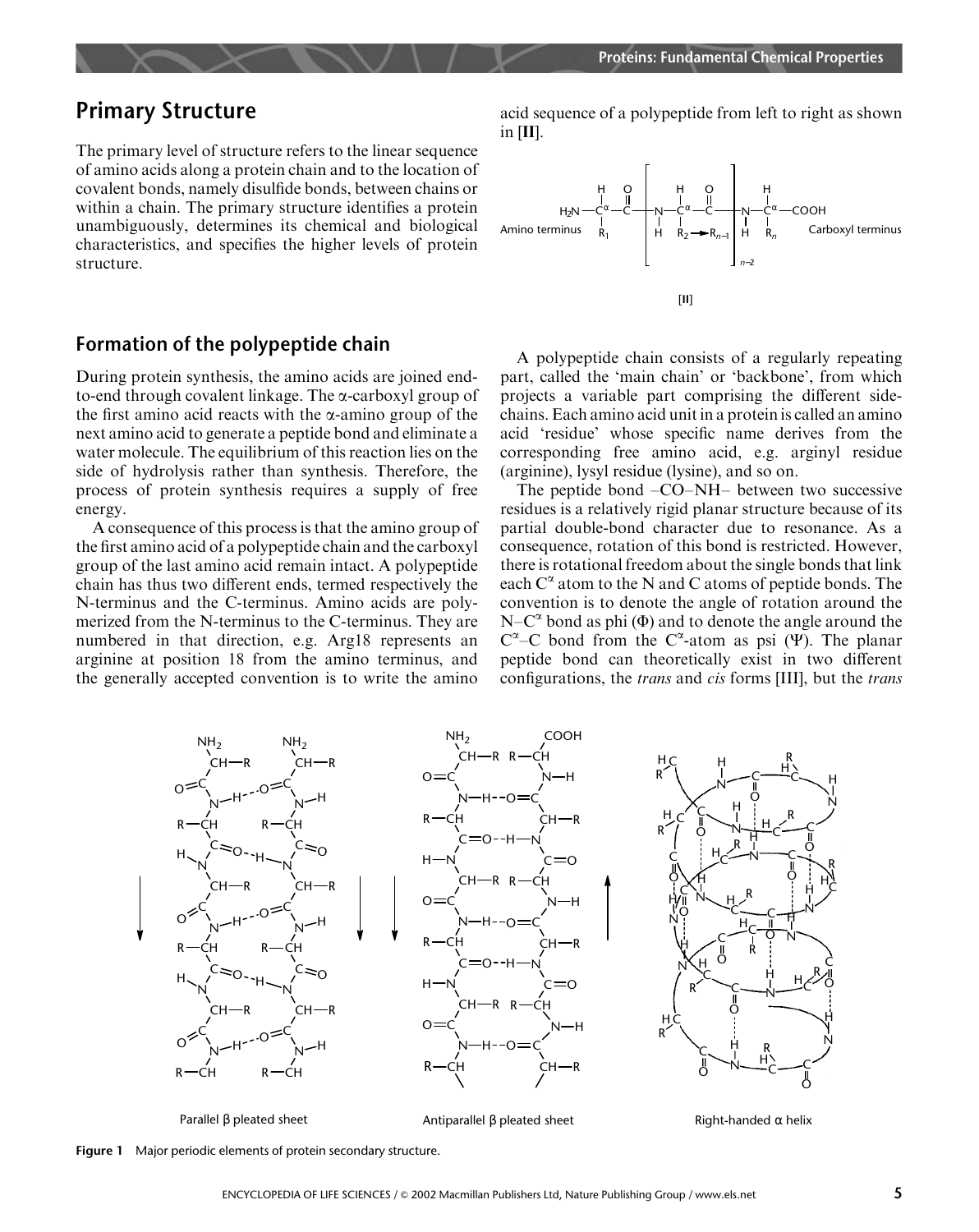## Primary Structure

The primary level of structure refers to the linear sequence of amino acids along a protein chain and to the location of covalent bonds, namely disulfide bonds, between chains or within a chain. The primary structure identifies a protein unambiguously, determines its chemical and biological characteristics, and specifies the higher levels of protein structure.

### Formation of the polypeptide chain

During protein synthesis, the amino acids are joined end-to-end through covalent linkage. The α-carboxyl group of the first amino acid reacts with the α-amino group of the next amino acid to generate a peptide bond and eliminate a water molecule. The equilibrium of this reaction lies on the side of hydrolysis rather than synthesis. Therefore, the process of protein synthesis requires a supply of free energy.

A consequence of this process is that the amino group of the first amino acid of a polypeptide chain and the carboxyl group of the last amino acid remain intact. A polypeptide chain has thus two different ends, termed respectively the N-terminus and the C-terminus. Amino acids are polymerized from the N-terminus to the C-terminus. They are numbered in that direction, e.g. Arg18 represents an arginine at position 18 from the amino terminus, and the generally accepted convention is to write the amino acid sequence of a polypeptide from left to right as shown in [**II**].

$$\underset{\text{Amino terminus}}{H_2N}-\overset{H}{\underset{R_1}{C^{\alpha}}}-\overset{O}{\overset{\|}{C}}-\left[\overset{}{\underset{H}{N}}-\overset{H}{\underset{R_2 \rightarrow R_{n-1}}{C^{\alpha}}}-\overset{O}{\overset{\|}{C}}\right]_{n-2}-\underset{H}{N}-\overset{H}{\underset{R_n}{C^{\alpha}}}-\underset{\text{Carboxyl terminus}}{COOH}$$

[**II**]

A polypeptide chain consists of a regularly repeating part, called the 'main chain' or 'backbone', from which projects a variable part comprising the different side-chains. Each amino acid unit in a protein is called an amino acid 'residue' whose specific name derives from the corresponding free amino acid, e.g. arginyl residue (arginine), lysyl residue (lysine), and so on.

The peptide bond –CO–NH– between two successive residues is a relatively rigid planar structure because of its partial double-bond character due to resonance. As a consequence, rotation of this bond is restricted. However, there is rotational freedom about the single bonds that link each $C^{\alpha}$ atom to the N and C atoms of peptide bonds. The convention is to denote the angle of rotation around the $N–C^{\alpha}$ bond as phi (Φ) and to denote the angle around the $C^{\alpha}–C$ bond from the $C^{\alpha}$-atom as psi (Ψ). The planar peptide bond can theoretically exist in two different configurations, the *trans* and *cis* forms [III], but the *trans*

Parallel β pleated sheet — Antiparallel β pleated sheet — Right-handed α helix

**Figure 1** Major periodic elements of protein secondary structure.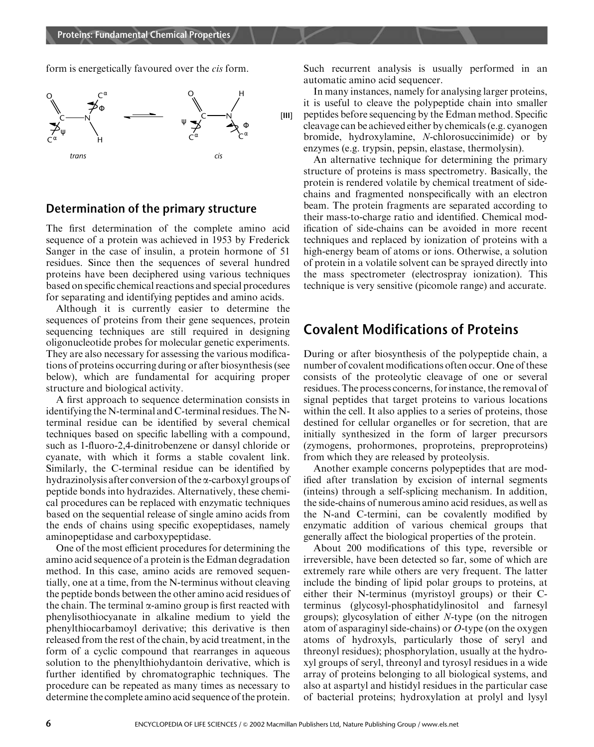form is energetically favoured over the *cis* form.

[III]

*trans* *cis*

## Determination of the primary structure

The first determination of the complete amino acid sequence of a protein was achieved in 1953 by Frederick Sanger in the case of insulin, a protein hormone of 51 residues. Since then the sequences of several hundred proteins have been deciphered using various techniques based on specific chemical reactions and special procedures for separating and identifying peptides and amino acids.

Although it is currently easier to determine the sequences of proteins from their gene sequences, protein sequencing techniques are still required in designing oligonucleotide probes for molecular genetic experiments. They are also necessary for assessing the various modifications of proteins occurring during or after biosynthesis (see below), which are fundamental for acquiring proper structure and biological activity.

A first approach to sequence determination consists in identifying the N-terminal and C-terminal residues. The N-terminal residue can be identified by several chemical techniques based on specific labelling with a compound, such as 1-fluoro-2,4-dinitrobenzene or dansyl chloride or cyanate, with which it forms a stable covalent link. Similarly, the C-terminal residue can be identified by hydrazinolysis after conversion of the $\alpha$-carboxyl groups of peptide bonds into hydrazides. Alternatively, these chemical procedures can be replaced with enzymatic techniques based on the sequential release of single amino acids from the ends of chains using specific exopeptidases, namely aminopeptidase and carboxypeptidase.

One of the most efficient procedures for determining the amino acid sequence of a protein is the Edman degradation method. In this case, amino acids are removed sequentially, one at a time, from the N-terminus without cleaving the peptide bonds between the other amino acid residues of the chain. The terminal $\alpha$-amino group is first reacted with phenylisothiocyanate in alkaline medium to yield the phenylthiocarbamoyl derivative; this derivative is then released from the rest of the chain, by acid treatment, in the form of a cyclic compound that rearranges in aqueous solution to the phenylthiohydantoin derivative, which is further identified by chromatographic techniques. The procedure can be repeated as many times as necessary to determine the complete amino acid sequence of the protein. Such recurrent analysis is usually performed in an automatic amino acid sequencer.

In many instances, namely for analysing larger proteins, it is useful to cleave the polypeptide chain into smaller peptides before sequencing by the Edman method. Specific cleavage can be achieved either by chemicals (e.g. cyanogen bromide, hydroxylamine, *N*-chlorosuccinimide) or by enzymes (e.g. trypsin, pepsin, elastase, thermolysin).

An alternative technique for determining the primary structure of proteins is mass spectrometry. Basically, the protein is rendered volatile by chemical treatment of side-chains and fragmented nonspecifically with an electron beam. The protein fragments are separated according to their mass-to-charge ratio and identified. Chemical modification of side-chains can be avoided in more recent techniques and replaced by ionization of proteins with a high-energy beam of atoms or ions. Otherwise, a solution of protein in a volatile solvent can be sprayed directly into the mass spectrometer (electrospray ionization). This technique is very sensitive (picomole range) and accurate.

# Covalent Modifications of Proteins

During or after biosynthesis of the polypeptide chain, a number of covalent modifications often occur. One of these consists of the proteolytic cleavage of one or several residues. The process concerns, for instance, the removal of signal peptides that target proteins to various locations within the cell. It also applies to a series of proteins, those destined for cellular organelles or for secretion, that are initially synthesized in the form of larger precursors (zymogens, prohormones, proproteins, preproproteins) from which they are released by proteolysis.

Another example concerns polypeptides that are modified after translation by excision of internal segments (inteins) through a self-splicing mechanism. In addition, the side-chains of numerous amino acid residues, as well as the N-and C-termini, can be covalently modified by enzymatic addition of various chemical groups that generally affect the biological properties of the protein.

About 200 modifications of this type, reversible or irreversible, have been detected so far, some of which are extremely rare while others are very frequent. The latter include the binding of lipid polar groups to proteins, at either their N-terminus (myristoyl groups) or their C-terminus (glycosyl-phosphatidylinositol and farnesyl groups); glycosylation of either *N*-type (on the nitrogen atom of asparaginyl side-chains) or *O*-type (on the oxygen atoms of hydroxyls, particularly those of seryl and threonyl residues); phosphorylation, usually at the hydroxyl groups of seryl, threonyl and tyrosyl residues in a wide array of proteins belonging to all biological systems, and also at aspartyl and histidyl residues in the particular case of bacterial proteins; hydroxylation at prolyl and lysyl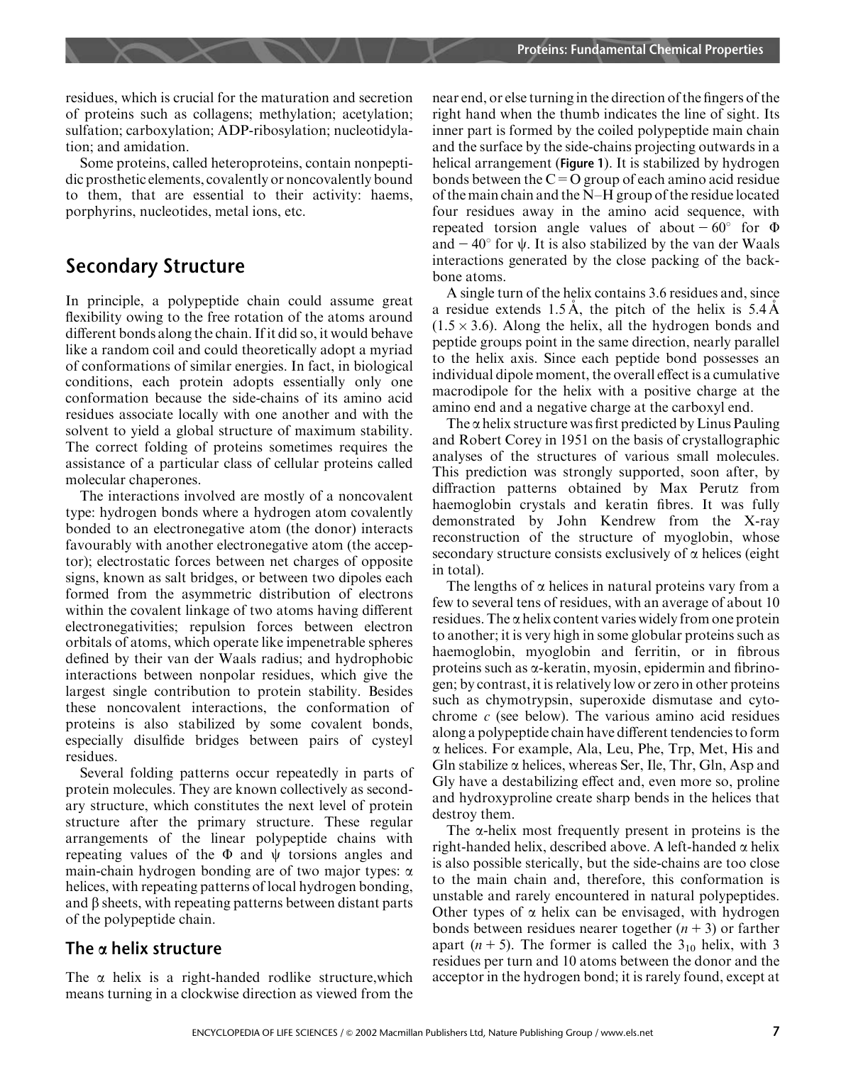residues, which is crucial for the maturation and secretion of proteins such as collagens; methylation; acetylation; sulfation; carboxylation; ADP-ribosylation; nucleotidylation; and amidation.

Some proteins, called heteroproteins, contain nonpeptidic prosthetic elements, covalently or noncovalently bound to them, that are essential to their activity: haems, porphyrins, nucleotides, metal ions, etc.

## Secondary Structure

In principle, a polypeptide chain could assume great flexibility owing to the free rotation of the atoms around different bonds along the chain. If it did so, it would behave like a random coil and could theoretically adopt a myriad of conformations of similar energies. In fact, in biological conditions, each protein adopts essentially only one conformation because the side-chains of its amino acid residues associate locally with one another and with the solvent to yield a global structure of maximum stability. The correct folding of proteins sometimes requires the assistance of a particular class of cellular proteins called molecular chaperones.

The interactions involved are mostly of a noncovalent type: hydrogen bonds where a hydrogen atom covalently bonded to an electronegative atom (the donor) interacts favourably with another electronegative atom (the acceptor); electrostatic forces between net charges of opposite signs, known as salt bridges, or between two dipoles each formed from the asymmetric distribution of electrons within the covalent linkage of two atoms having different electronegativities; repulsion forces between electron orbitals of atoms, which operate like impenetrable spheres defined by their van der Waals radius; and hydrophobic interactions between nonpolar residues, which give the largest single contribution to protein stability. Besides these noncovalent interactions, the conformation of proteins is also stabilized by some covalent bonds, especially disulfide bridges between pairs of cysteyl residues.

Several folding patterns occur repeatedly in parts of protein molecules. They are known collectively as secondary structure, which constitutes the next level of protein structure after the primary structure. These regular arrangements of the linear polypeptide chains with repeating values of the $\Phi$ and $\psi$ torsions angles and main-chain hydrogen bonding are of two major types: $\alpha$ helices, with repeating patterns of local hydrogen bonding, and $\beta$ sheets, with repeating patterns between distant parts of the polypeptide chain.

### The $\alpha$ helix structure

The $\alpha$ helix is a right-handed rodlike structure,which means turning in a clockwise direction as viewed from the near end, or else turning in the direction of the fingers of the right hand when the thumb indicates the line of sight. Its inner part is formed by the coiled polypeptide main chain and the surface by the side-chains projecting outwards in a helical arrangement (**Figure 1**). It is stabilized by hydrogen bonds between the C=O group of each amino acid residue of the main chain and the N–H group of the residue located four residues away in the amino acid sequence, with repeated torsion angle values of about $-60^\circ$ for $\Phi$ and $-40^\circ$ for $\psi$. It is also stabilized by the van der Waals interactions generated by the close packing of the backbone atoms.

A single turn of the helix contains 3.6 residues and, since a residue extends 1.5 Å, the pitch of the helix is 5.4 Å ($1.5 \times 3.6$). Along the helix, all the hydrogen bonds and peptide groups point in the same direction, nearly parallel to the helix axis. Since each peptide bond possesses an individual dipole moment, the overall effect is a cumulative macrodipole for the helix with a positive charge at the amino end and a negative charge at the carboxyl end.

The $\alpha$ helix structure was first predicted by Linus Pauling and Robert Corey in 1951 on the basis of crystallographic analyses of the structures of various small molecules. This prediction was strongly supported, soon after, by diffraction patterns obtained by Max Perutz from haemoglobin crystals and keratin fibres. It was fully demonstrated by John Kendrew from the X-ray reconstruction of the structure of myoglobin, whose secondary structure consists exclusively of $\alpha$ helices (eight in total).

The lengths of $\alpha$ helices in natural proteins vary from a few to several tens of residues, with an average of about 10 residues. The $\alpha$ helix content varies widely from one protein to another; it is very high in some globular proteins such as haemoglobin, myoglobin and ferritin, or in fibrous proteins such as $\alpha$-keratin, myosin, epidermin and fibrinogen; by contrast, it is relatively low or zero in other proteins such as chymotrypsin, superoxide dismutase and cytochrome *c* (see below). The various amino acid residues along a polypeptide chain have different tendencies to form $\alpha$ helices. For example, Ala, Leu, Phe, Trp, Met, His and Gln stabilize $\alpha$ helices, whereas Ser, Ile, Thr, Gln, Asp and Gly have a destabilizing effect and, even more so, proline and hydroxyproline create sharp bends in the helices that destroy them.

The $\alpha$-helix most frequently present in proteins is the right-handed helix, described above. A left-handed $\alpha$ helix is also possible sterically, but the side-chains are too close to the main chain and, therefore, this conformation is unstable and rarely encountered in natural polypeptides. Other types of $\alpha$ helix can be envisaged, with hydrogen bonds between residues nearer together ($n + 3$) or farther apart ($n + 5$). The former is called the $3_{10}$ helix, with 3 residues per turn and 10 atoms between the donor and the acceptor in the hydrogen bond; it is rarely found, except at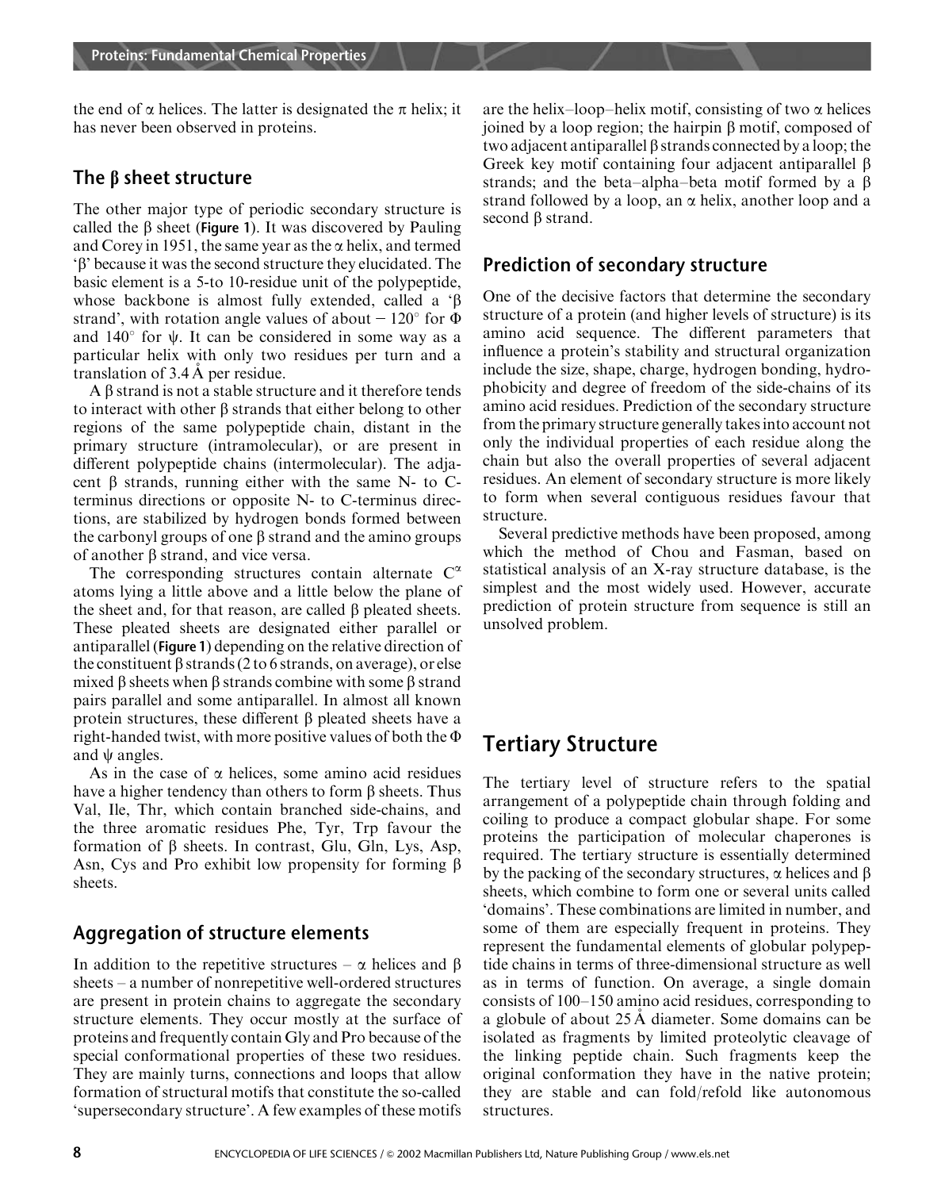the end of $\alpha$ helices. The latter is designated the $\pi$ helix; it has never been observed in proteins.

### The $\beta$ sheet structure

The other major type of periodic secondary structure is called the $\beta$ sheet (**Figure 1**). It was discovered by Pauling and Corey in 1951, the same year as the $\alpha$ helix, and termed '$\beta$' because it was the second structure they elucidated. The basic element is a 5-to 10-residue unit of the polypeptide, whose backbone is almost fully extended, called a '$\beta$ strand', with rotation angle values of about $-120°$ for $\Phi$ and $140°$ for $\psi$. It can be considered in some way as a particular helix with only two residues per turn and a translation of 3.4 Å per residue.

A $\beta$ strand is not a stable structure and it therefore tends to interact with other $\beta$ strands that either belong to other regions of the same polypeptide chain, distant in the primary structure (intramolecular), or are present in different polypeptide chains (intermolecular). The adjacent $\beta$ strands, running either with the same N- to C-terminus directions or opposite N- to C-terminus directions, are stabilized by hydrogen bonds formed between the carbonyl groups of one $\beta$ strand and the amino groups of another $\beta$ strand, and vice versa.

The corresponding structures contain alternate $C^{\alpha}$ atoms lying a little above and a little below the plane of the sheet and, for that reason, are called $\beta$ pleated sheets. These pleated sheets are designated either parallel or antiparallel (**Figure 1**) depending on the relative direction of the constituent $\beta$ strands (2 to 6 strands, on average), or else mixed $\beta$ sheets when $\beta$ strands combine with some $\beta$ strand pairs parallel and some antiparallel. In almost all known protein structures, these different $\beta$ pleated sheets have a right-handed twist, with more positive values of both the $\Phi$ and $\psi$ angles.

As in the case of $\alpha$ helices, some amino acid residues have a higher tendency than others to form $\beta$ sheets. Thus Val, Ile, Thr, which contain branched side-chains, and the three aromatic residues Phe, Tyr, Trp favour the formation of $\beta$ sheets. In contrast, Glu, Gln, Lys, Asp, Asn, Cys and Pro exhibit low propensity for forming $\beta$ sheets.

### Aggregation of structure elements

In addition to the repetitive structures – $\alpha$ helices and $\beta$ sheets – a number of nonrepetitive well-ordered structures are present in protein chains to aggregate the secondary structure elements. They occur mostly at the surface of proteins and frequently contain Gly and Pro because of the special conformational properties of these two residues. They are mainly turns, connections and loops that allow formation of structural motifs that constitute the so-called 'supersecondary structure'. A few examples of these motifs are the helix–loop–helix motif, consisting of two $\alpha$ helices joined by a loop region; the hairpin $\beta$ motif, composed of two adjacent antiparallel $\beta$ strands connected by a loop; the Greek key motif containing four adjacent antiparallel $\beta$ strands; and the beta–alpha–beta motif formed by a $\beta$ strand followed by a loop, an $\alpha$ helix, another loop and a second $\beta$ strand.

### Prediction of secondary structure

One of the decisive factors that determine the secondary structure of a protein (and higher levels of structure) is its amino acid sequence. The different parameters that influence a protein's stability and structural organization include the size, shape, charge, hydrogen bonding, hydrophobicity and degree of freedom of the side-chains of its amino acid residues. Prediction of the secondary structure from the primary structure generally takes into account not only the individual properties of each residue along the chain but also the overall properties of several adjacent residues. An element of secondary structure is more likely to form when several contiguous residues favour that structure.

Several predictive methods have been proposed, among which the method of Chou and Fasman, based on statistical analysis of an X-ray structure database, is the simplest and the most widely used. However, accurate prediction of protein structure from sequence is still an unsolved problem.

## Tertiary Structure

The tertiary level of structure refers to the spatial arrangement of a polypeptide chain through folding and coiling to produce a compact globular shape. For some proteins the participation of molecular chaperones is required. The tertiary structure is essentially determined by the packing of the secondary structures, $\alpha$ helices and $\beta$ sheets, which combine to form one or several units called 'domains'. These combinations are limited in number, and some of them are especially frequent in proteins. They represent the fundamental elements of globular polypeptide chains in terms of three-dimensional structure as well as in terms of function. On average, a single domain consists of 100–150 amino acid residues, corresponding to a globule of about 25 Å diameter. Some domains can be isolated as fragments by limited proteolytic cleavage of the linking peptide chain. Such fragments keep the original conformation they have in the native protein; they are stable and can fold/refold like autonomous structures.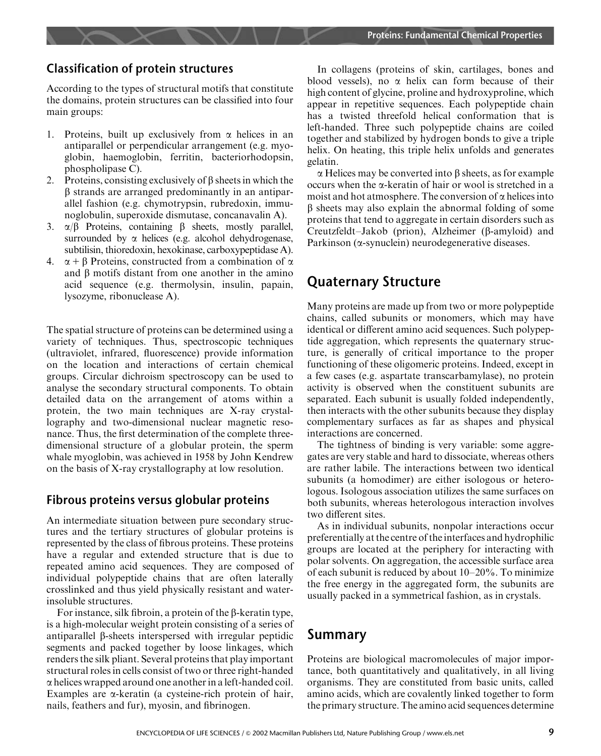### Classification of protein structures

According to the types of structural motifs that constitute the domains, protein structures can be classified into four main groups:

1. Proteins, built up exclusively from α helices in an antiparallel or perpendicular arrangement (e.g. myoglobin, haemoglobin, ferritin, bacteriorhodopsin, phospholipase C).
2. Proteins, consisting exclusively of β sheets in which the β strands are arranged predominantly in an antiparallel fashion (e.g. chymotrypsin, rubredoxin, immunoglobulin, superoxide dismutase, concanavalin A).
3. α/β Proteins, containing β sheets, mostly parallel, surrounded by α helices (e.g. alcohol dehydrogenase, subtilisin, thioredoxin, hexokinase, carboxypeptidase A).
4. α + β Proteins, constructed from a combination of α and β motifs distant from one another in the amino acid sequence (e.g. thermolysin, insulin, papain, lysozyme, ribonuclease A).

The spatial structure of proteins can be determined using a variety of techniques. Thus, spectroscopic techniques (ultraviolet, infrared, fluorescence) provide information on the location and interactions of certain chemical groups. Circular dichroism spectroscopy can be used to analyse the secondary structural components. To obtain detailed data on the arrangement of atoms within a protein, the two main techniques are X-ray crystallography and two-dimensional nuclear magnetic resonance. Thus, the first determination of the complete three-dimensional structure of a globular protein, the sperm whale myoglobin, was achieved in 1958 by John Kendrew on the basis of X-ray crystallography at low resolution.

### Fibrous proteins versus globular proteins

An intermediate situation between pure secondary structures and the tertiary structures of globular proteins is represented by the class of fibrous proteins. These proteins have a regular and extended structure that is due to repeated amino acid sequences. They are composed of individual polypeptide chains that are often laterally crosslinked and thus yield physically resistant and water-insoluble structures.

For instance, silk fibroin, a protein of the β-keratin type, is a high-molecular weight protein consisting of a series of antiparallel β-sheets interspersed with irregular peptidic segments and packed together by loose linkages, which renders the silk pliant. Several proteins that play important structural roles in cells consist of two or three right-handed α helices wrapped around one another in a left-handed coil. Examples are α-keratin (a cysteine-rich protein of hair, nails, feathers and fur), myosin, and fibrinogen.

In collagens (proteins of skin, cartilages, bones and blood vessels), no α helix can form because of their high content of glycine, proline and hydroxyproline, which appear in repetitive sequences. Each polypeptide chain has a twisted threefold helical conformation that is left-handed. Three such polypeptide chains are coiled together and stabilized by hydrogen bonds to give a triple helix. On heating, this triple helix unfolds and generates gelatin.

α Helices may be converted into β sheets, as for example occurs when the α-keratin of hair or wool is stretched in a moist and hot atmosphere. The conversion of α helices into β sheets may also explain the abnormal folding of some proteins that tend to aggregate in certain disorders such as Creutzfeldt–Jakob (prion), Alzheimer (β-amyloid) and Parkinson (α-synuclein) neurodegenerative diseases.

## Quaternary Structure

Many proteins are made up from two or more polypeptide chains, called subunits or monomers, which may have identical or different amino acid sequences. Such polypeptide aggregation, which represents the quaternary structure, is generally of critical importance to the proper functioning of these oligomeric proteins. Indeed, except in a few cases (e.g. aspartate transcarbamylase), no protein activity is observed when the constituent subunits are separated. Each subunit is usually folded independently, then interacts with the other subunits because they display complementary surfaces as far as shapes and physical interactions are concerned.

The tightness of binding is very variable: some aggregates are very stable and hard to dissociate, whereas others are rather labile. The interactions between two identical subunits (a homodimer) are either isologous or heterologous. Isologous association utilizes the same surfaces on both subunits, whereas heterologous interaction involves two different sites.

As in individual subunits, nonpolar interactions occur preferentially at the centre of the interfaces and hydrophilic groups are located at the periphery for interacting with polar solvents. On aggregation, the accessible surface area of each subunit is reduced by about 10–20%. To minimize the free energy in the aggregated form, the subunits are usually packed in a symmetrical fashion, as in crystals.

## Summary

Proteins are biological macromolecules of major importance, both quantitatively and qualitatively, in all living organisms. They are constituted from basic units, called amino acids, which are covalently linked together to form the primary structure. The amino acid sequences determine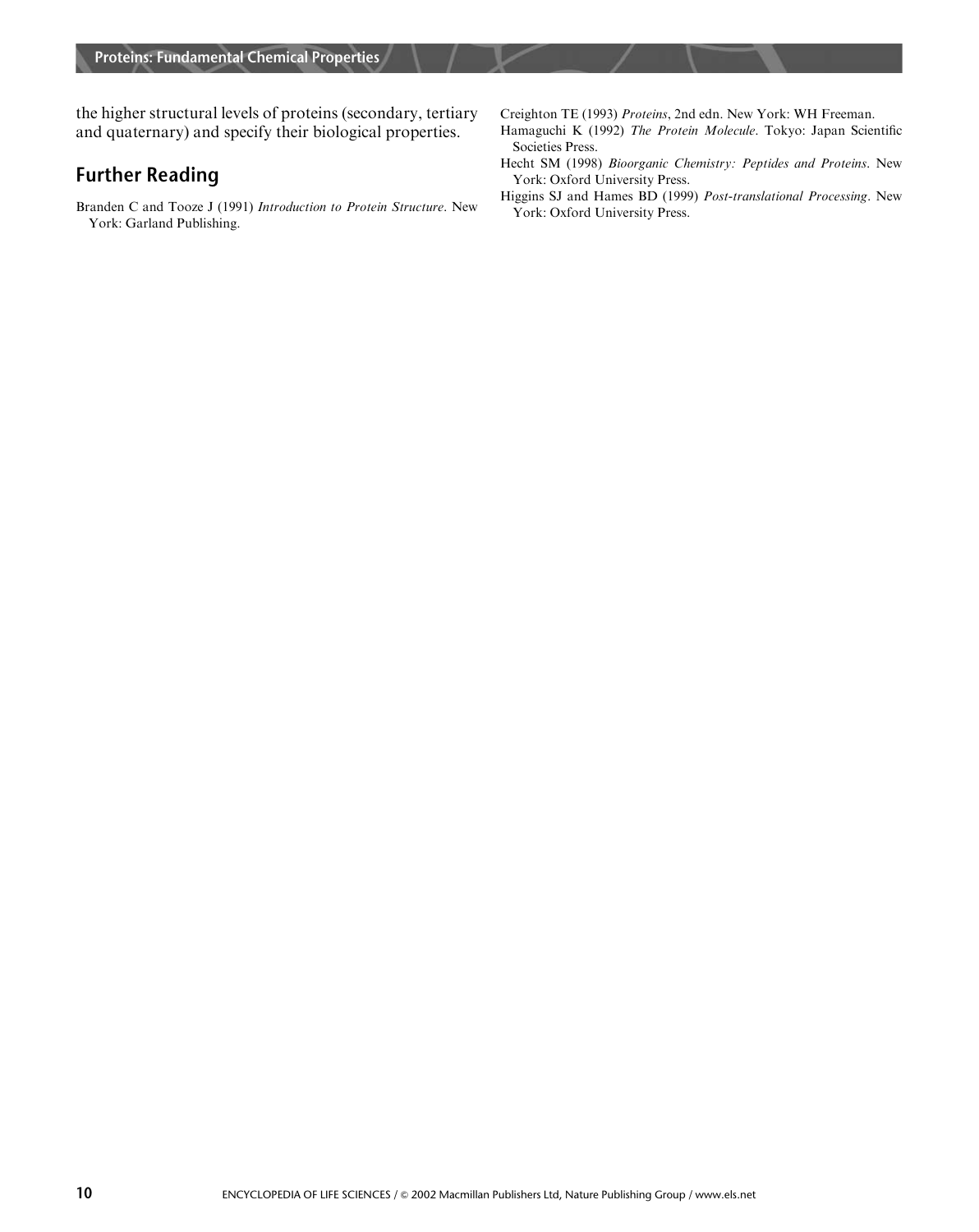the higher structural levels of proteins (secondary, tertiary and quaternary) and specify their biological properties.

## Further Reading

Branden C and Tooze J (1991) *Introduction to Protein Structure*. New York: Garland Publishing.

Creighton TE (1993) *Proteins*, 2nd edn. New York: WH Freeman.

Hamaguchi K (1992) *The Protein Molecule*. Tokyo: Japan Scientific Societies Press.

Hecht SM (1998) *Bioorganic Chemistry: Peptides and Proteins*. New York: Oxford University Press.

Higgins SJ and Hames BD (1999) *Post-translational Processing*. New York: Oxford University Press.